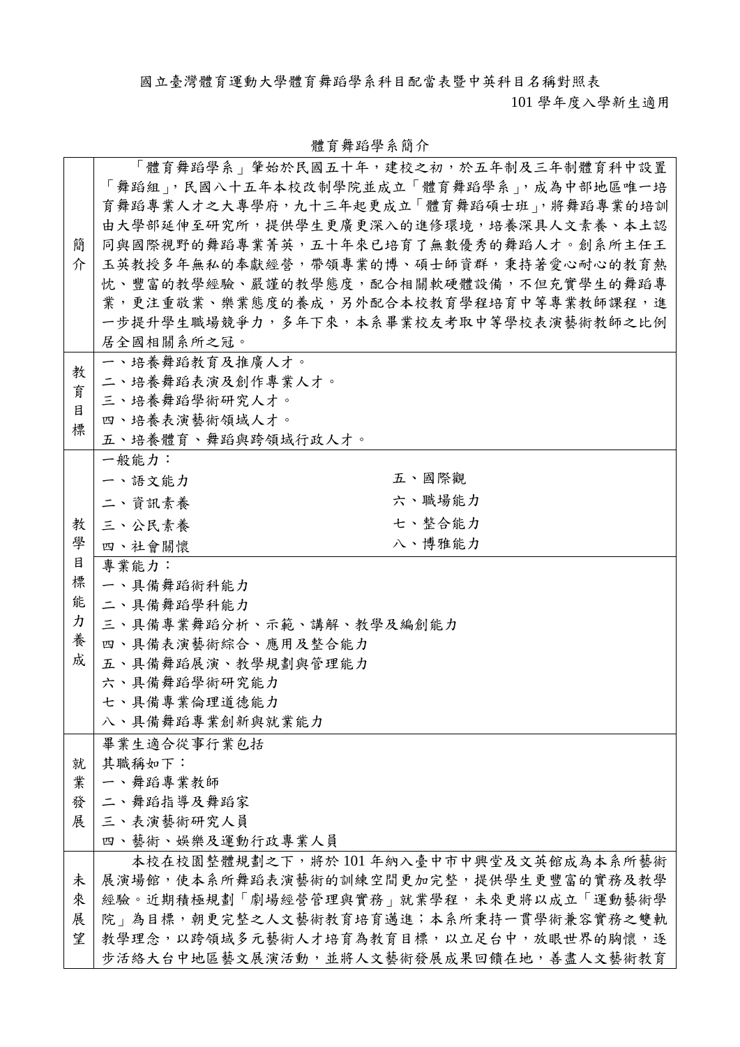國立臺灣體育運動大學體育舞蹈學系科目配當表暨中英科目名稱對照表

101 學年度入學新生適用

## 體育舞蹈學系簡介

| | |
|---|---|
| 簡介 | 「體育舞蹈學系」肇始於民國五十年，建校之初，於五年制及三年制體育科中設置「舞蹈組」，民國八十五年本校改制學院並成立「體育舞蹈學系」，成為中部地區唯一培育舞蹈專業人才之大專學府，九十三年起更成立「體育舞蹈碩士班」，將舞蹈專業的培訓由大學部延伸至研究所，提供學生更廣更深入的進修環境，培養深具人文素養、本土認同與國際視野的舞蹈專業菁英，五十年來已培育了無數優秀的舞蹈人才。創系所主任王玉英教授多年無私的奉獻經營，帶領專業的博、碩士師資群，秉持著愛心耐心的教育熱忱、豐富的教學經驗、嚴謹的教學態度，配合相關軟硬體設備，不但充實學生的舞蹈專業，更注重敬業、樂業態度的養成，另外配合本校教育學程培育中等專業教師課程，進一步提升學生職場競爭力，多年下來，本系畢業校友考取中等學校表演藝術教師之比例居全國相關系所之冠。 |
| 教育目標 | 一、培養舞蹈教育及推廣人才。<br>二、培養舞蹈表演及創作專業人才。<br>三、培養舞蹈學術研究人才。<br>四、培養表演藝術領域人才。<br>五、培養體育、舞蹈與跨領域行政人才。 |
| 教學目標能力養成 | 一般能力：<br>一、語文能力　　五、國際觀<br>二、資訊素養　　六、職場能力<br>三、公民素養　　七、整合能力<br>四、社會關懷　　八、博雅能力 |
| | 專業能力：<br>一、具備舞蹈術科能力<br>二、具備舞蹈學科能力<br>三、具備專業舞蹈分析、示範、講解、教學及編創能力<br>四、具備表演藝術綜合、應用及整合能力<br>五、具備舞蹈展演、教學規劃與管理能力<br>六、具備舞蹈學術研究能力<br>七、具備專業倫理道德能力<br>八、具備舞蹈專業創新與就業能力 |
| 就業發展 | 畢業生適合從事行業包括<br>其職稱如下：<br>一、舞蹈專業教師<br>二、舞蹈指導及舞蹈家<br>三、表演藝術研究人員<br>四、藝術、娛樂及運動行政專業人員 |
| 未來展望 | 本校在校園整體規劃之下，將於 101 年納入臺中市中興堂及文英館成為本系所藝術展演場館，使本系所舞蹈表演藝術的訓練空間更加完整，提供學生更豐富的實務及教學經驗。近期積極規劃「劇場經營管理與實務」就業學程，未來更將以成立「運動藝術學院」為目標，朝更完整之人文藝術教育培育邁進；本系所秉持一貫學術兼容實務之雙軌教學理念，以跨領域多元藝術人才培育為教育目標，以立足台中，放眼世界的胸懷，逐步活絡大台中地區藝文展演活動，並將人文藝術發展成果回饋在地，善盡人文藝術教育 |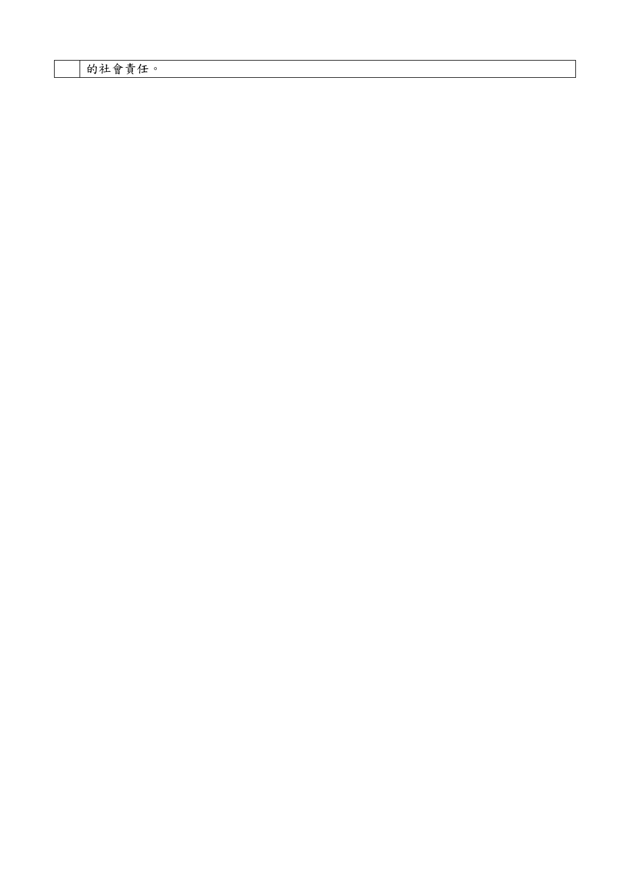| | |
|---|---|
| | 的社會責任。 |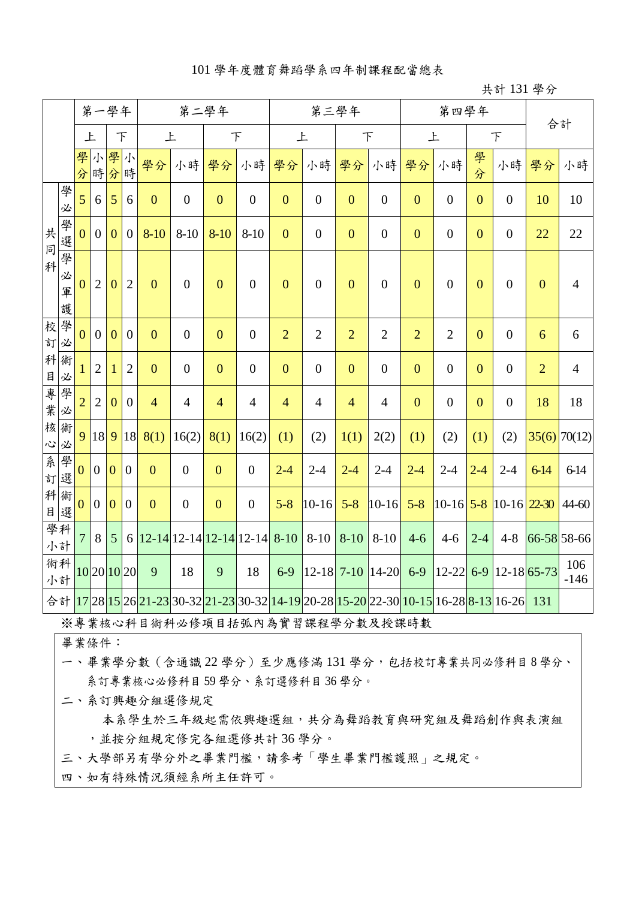# 101學年度體育舞蹈學系四年制課程配當總表

共計131學分

| | | 第一學年 | | | | 第二學年 | | | | 第三學年 | | | | 第四學年 | | | | 合計 | |
|---|---|---|---|---|---|---|---|---|---|---|---|---|---|---|---|---|---|---|---|
| | | 上 | | 下 | | 上 | | 下 | | 上 | | 下 | | 上 | | 下 | | | |
| | | 學分 | 小時 | 學分 | 小時 | 學分 | 小時 | 學分 | 小時 | 學分 | 小時 | 學分 | 小時 | 學分 | 小時 | 學分 | 小時 | 學分 | 小時 |
| 共同科 | 學必 | 5 | 6 | 5 | 6 | 0 | 0 | 0 | 0 | 0 | 0 | 0 | 0 | 0 | 0 | 0 | 0 | 10 | 10 |
| | 學選 | 0 | 0 | 0 | 0 | 8-10 | 8-10 | 8-10 | 8-10 | 0 | 0 | 0 | 0 | 0 | 0 | 0 | 0 | 22 | 22 |
| | 學必軍護 | 0 | 2 | 0 | 2 | 0 | 0 | 0 | 0 | 0 | 0 | 0 | 0 | 0 | 0 | 0 | 0 | 0 | 4 |
| 校訂科目 | 學必 | 0 | 0 | 0 | 0 | 0 | 0 | 0 | 0 | 2 | 2 | 2 | 2 | 2 | 2 | 0 | 0 | 6 | 6 |
| | 術必 | 1 | 2 | 1 | 2 | 0 | 0 | 0 | 0 | 0 | 0 | 0 | 0 | 0 | 0 | 0 | 0 | 2 | 4 |
| 專業核心 | 學必 | 2 | 2 | 0 | 0 | 4 | 4 | 4 | 4 | 4 | 4 | 4 | 4 | 0 | 0 | 0 | 0 | 18 | 18 |
| | 術必 | 9 | 18 | 9 | 18 | 8(1) | 16(2) | 8(1) | 16(2) | (1) | (2) | 1(1) | 2(2) | (1) | (2) | (1) | (2) | 35(6) | 70(12) |
| 系訂科目 | 學選 | 0 | 0 | 0 | 0 | 0 | 0 | 0 | 0 | 2-4 | 2-4 | 2-4 | 2-4 | 2-4 | 2-4 | 2-4 | 2-4 | 6-14 | 6-14 |
| | 術選 | 0 | 0 | 0 | 0 | 0 | 0 | 0 | 0 | 5-8 | 10-16 | 5-8 | 10-16 | 5-8 | 10-16 | 5-8 | 10-16 | 22-30 | 44-60 |
| 學科小計 | | 7 | 8 | 5 | 6 | 12-14 | 12-14 | 12-14 | 12-14 | 8-10 | 8-10 | 8-10 | 8-10 | 4-6 | 4-6 | 2-4 | 4-8 | 66-58 | 58-66 |
| 術科小計 | | 10 | 20 | 10 | 20 | 9 | 18 | 9 | 18 | 6-9 | 12-18 | 7-10 | 14-20 | 6-9 | 12-22 | 6-9 | 12-18 | 65-73 | 106-146 |
| 合計 | | 17 | 28 | 15 | 26 | 21-23 | 30-32 | 21-23 | 30-32 | 14-19 | 20-28 | 15-20 | 22-30 | 10-15 | 16-28 | 8-13 | 16-26 | 131 | |

※專業核心科目術科必修項目括弧內為實習課程學分數及授課時數

畢業條件：

一、畢業學分數（含通識22學分）至少應修滿131學分，包括校訂專業共同必修科目8學分、系訂專業核心必修科目59學分、系訂選修科目36學分。

二、系訂興趣分組選修規定

本系學生於三年級起需依興趣選組，共分為舞蹈教育與研究組及舞蹈創作與表演組，並按分組規定修完各組選修共計36學分。

三、大學部另有學分外之畢業門檻，請參考「學生畢業門檻護照」之規定。

四、如有特殊情況須經系所主任許可。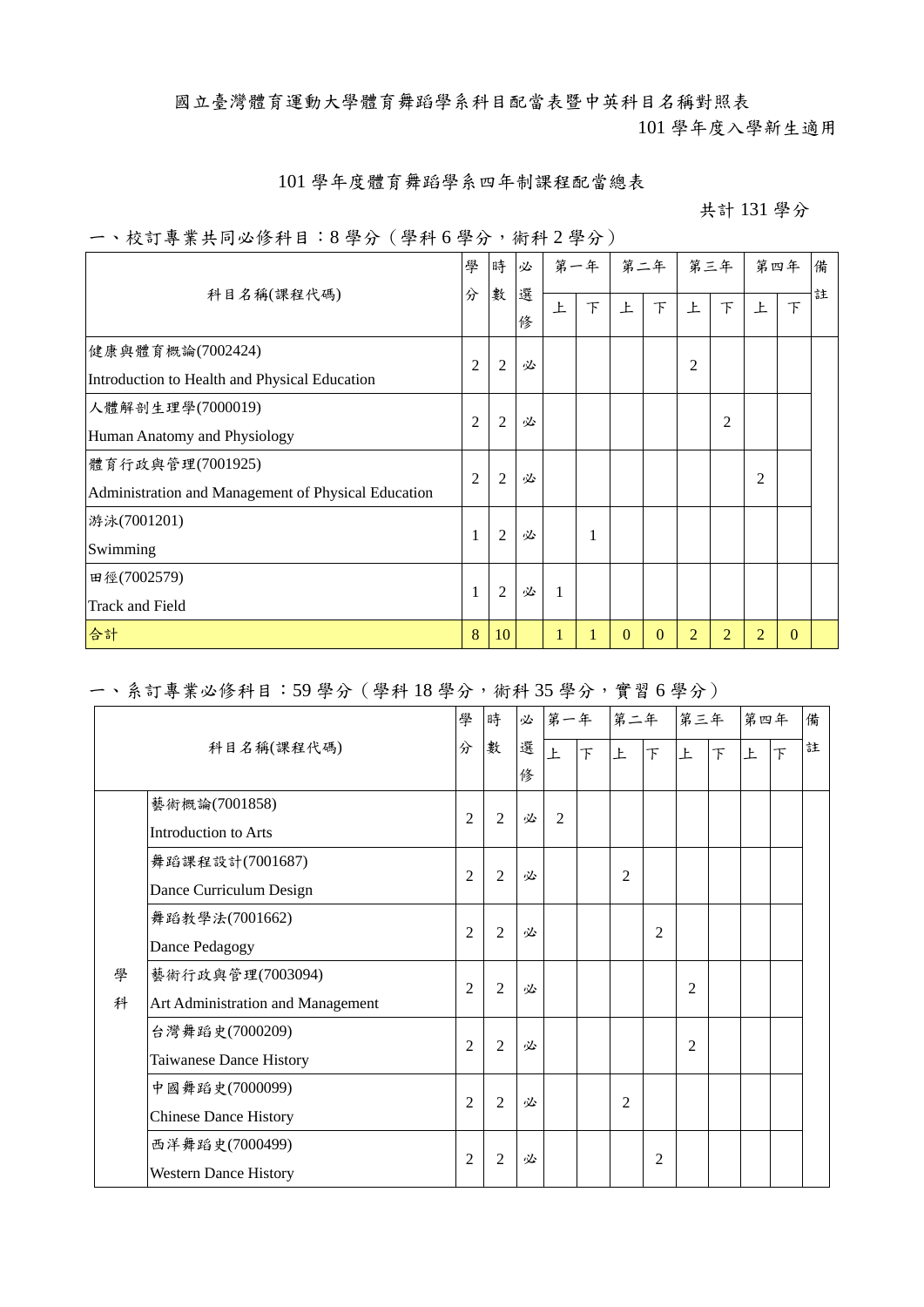國立臺灣體育運動大學體育舞蹈學系科目配當表暨中英科目名稱對照表

101 學年度入學新生適用

101 學年度體育舞蹈學系四年制課程配當總表

共計 131 學分

一、校訂專業共同必修科目：8 學分（學科 6 學分，術科 2 學分）

| 科目名稱(課程代碼) | 學分 | 時數 | 必選修 | 第一年 | | 第二年 | | 第三年 | | 第四年 | | 備註 |
|---|---|---|---|---|---|---|---|---|---|---|---|---|
| | | | | 上 | 下 | 上 | 下 | 上 | 下 | 上 | 下 | |
| 健康與體育概論(7002424)<br>Introduction to Health and Physical Education | 2 | 2 | 必 | | | | | 2 | | | | |
| 人體解剖生理學(7000019)<br>Human Anatomy and Physiology | 2 | 2 | 必 | | | | | | 2 | | | |
| 體育行政與管理(7001925)<br>Administration and Management of Physical Education | 2 | 2 | 必 | | | | | | | 2 | | |
| 游泳(7001201)<br>Swimming | 1 | 2 | 必 | | 1 | | | | | | | |
| 田徑(7002579)<br>Track and Field | 1 | 2 | 必 | 1 | | | | | | | | |
| 合計 | 8 | 10 | | 1 | 1 | 0 | 0 | 2 | 2 | 2 | 0 | |

一、系訂專業必修科目：59 學分（學科 18 學分，術科 35 學分，實習 6 學分）

| | 科目名稱(課程代碼) | 學分 | 時數 | 必選修 | 第一年 | | 第二年 | | 第三年 | | 第四年 | | 備註 |
|---|---|---|---|---|---|---|---|---|---|---|---|---|---|
| | | | | | 上 | 下 | 上 | 下 | 上 | 下 | 上 | 下 | |
| 學科 | 藝術概論(7001858)<br>Introduction to Arts | 2 | 2 | 必 | 2 | | | | | | | | |
| | 舞蹈課程設計(7001687)<br>Dance Curriculum Design | 2 | 2 | 必 | | | 2 | | | | | | |
| | 舞蹈教學法(7001662)<br>Dance Pedagogy | 2 | 2 | 必 | | | | 2 | | | | | |
| | 藝術行政與管理(7003094)<br>Art Administration and Management | 2 | 2 | 必 | | | | | 2 | | | | |
| | 台灣舞蹈史(7000209)<br>Taiwanese Dance History | 2 | 2 | 必 | | | | | 2 | | | | |
| | 中國舞蹈史(7000099)<br>Chinese Dance History | 2 | 2 | 必 | | | 2 | | | | | | |
| | 西洋舞蹈史(7000499)<br>Western Dance History | 2 | 2 | 必 | | | | 2 | | | | | |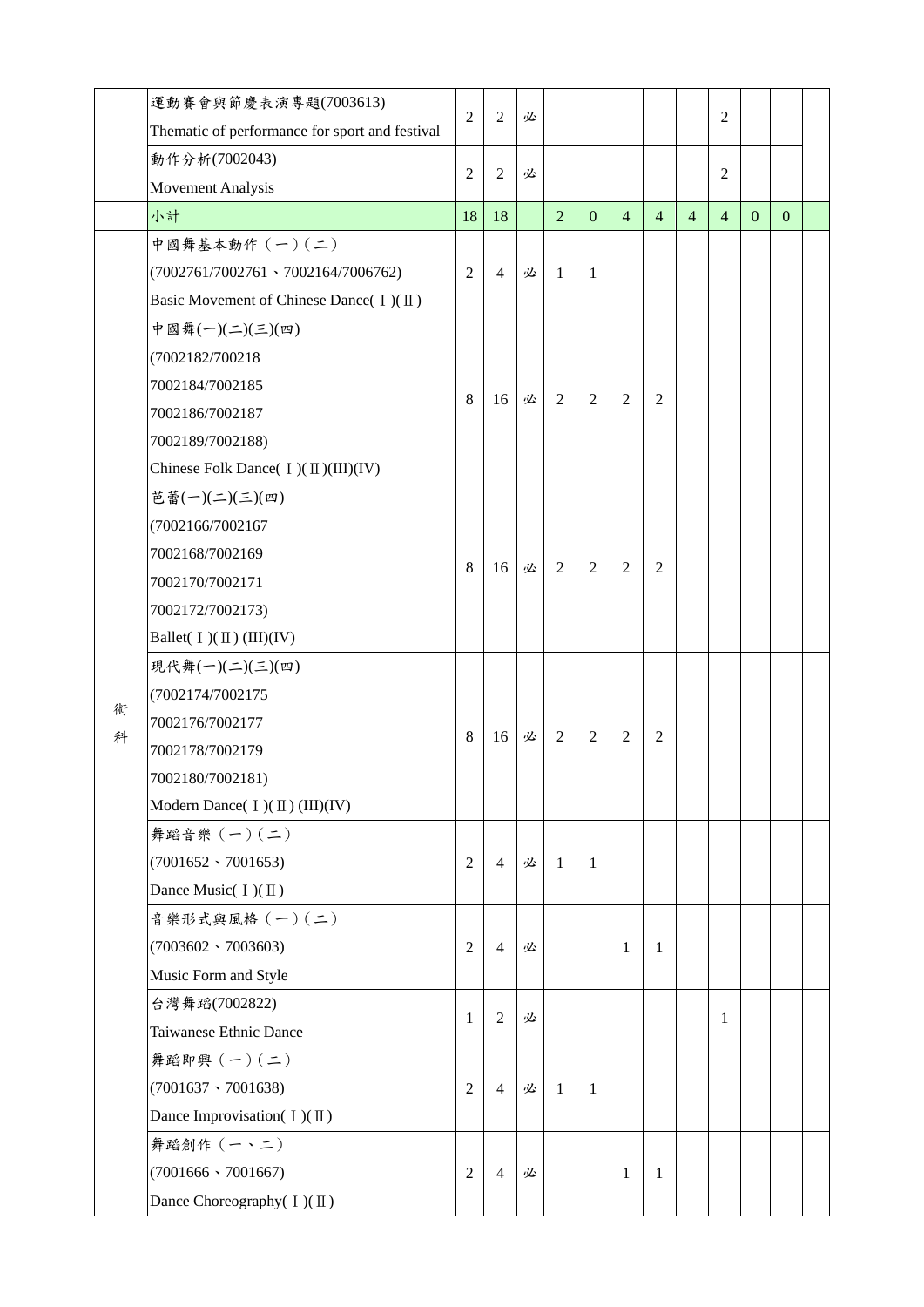| | | | | | | | | | | | | |
|---|---|---|---|---|---|---|---|---|---|---|---|---|
| | 運動賽會與節慶表演專題(7003613)<br>Thematic of performance for sport and festival | 2 | 2 | 必 | | | | | | 2 | | | |
| | 動作分析(7002043)<br>Movement Analysis | 2 | 2 | 必 | | | | | | 2 | | | |
| | 小計 | 18 | 18 | | 2 | 0 | 4 | 4 | 4 | 4 | 0 | 0 | |
| 術科 | 中國舞基本動作（一）(二)<br>(7002761/7002761、7002164/7006762)<br>Basic Movement of Chinese Dance(Ⅰ)(Ⅱ) | 2 | 4 | 必 | 1 | 1 | | | | | | | |
| | 中國舞(一)(二)(三)(四)<br>(7002182/700218<br>7002184/7002185<br>7002186/7002187<br>7002189/7002188)<br>Chinese Folk Dance(Ⅰ)(Ⅱ)(III)(IV) | 8 | 16 | 必 | 2 | 2 | 2 | 2 | | | | | |
| | 芭蕾(一)(二)(三)(四)<br>(7002166/7002167<br>7002168/7002169<br>7002170/7002171<br>7002172/7002173)<br>Ballet(Ⅰ)(Ⅱ) (III)(IV) | 8 | 16 | 必 | 2 | 2 | 2 | 2 | | | | | |
| | 現代舞(一)(二)(三)(四)<br>(7002174/7002175<br>7002176/7002177<br>7002178/7002179<br>7002180/7002181)<br>Modern Dance(Ⅰ)(Ⅱ) (III)(IV) | 8 | 16 | 必 | 2 | 2 | 2 | 2 | | | | | |
| | 舞蹈音樂（一）(二)<br>(7001652、7001653)<br>Dance Music(Ⅰ)(Ⅱ) | 2 | 4 | 必 | 1 | 1 | | | | | | | |
| | 音樂形式與風格（一）(二)<br>(7003602、7003603)<br>Music Form and Style | 2 | 4 | 必 | | | 1 | 1 | | | | | |
| | 台灣舞蹈(7002822)<br>Taiwanese Ethnic Dance | 1 | 2 | 必 | | | | | | 1 | | | |
| | 舞蹈即興（一）(二)<br>(7001637、7001638)<br>Dance Improvisation(Ⅰ)(Ⅱ) | 2 | 4 | 必 | 1 | 1 | | | | | | | |
| | 舞蹈創作（一、二）<br>(7001666、7001667)<br>Dance Choreography(Ⅰ)(Ⅱ) | 2 | 4 | 必 | | | 1 | 1 | | | | | |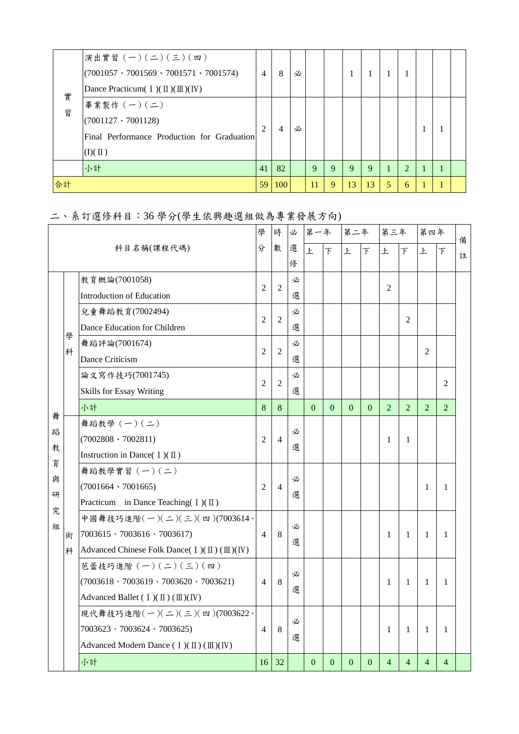| | 科目名稱(課程代碼) | 學分 | 時數 | 必選修 | 第一年上 | 第一年下 | 第二年上 | 第二年下 | 第三年上 | 第三年下 | 第四年上 | 第四年下 | 備註 |
|---|---|---|---|---|---|---|---|---|---|---|---|---|---|
| 實習 | 演出實習（一）(二)（三）(四)<br>(7001057、7001569、7001571、7001574)<br>Dance Practicum( I )(Ⅱ)(Ⅲ)(Ⅳ) | 4 | 8 | 必 | | | 1 | 1 | 1 | 1 | | | |
| 實習 | 畢業製作（一）(二)<br>(7001127、7001128)<br>Final Performance Production for Graduation (I)(Ⅱ) | 2 | 4 | 必 | | | | | | | 1 | 1 | |
| | 小計 | 41 | 82 | | 9 | 9 | 9 | 9 | 1 | 2 | 1 | 1 | |
| 合計 | | 59 | 100 | | 11 | 9 | 13 | 13 | 5 | 6 | 1 | 1 | |

## 二、系訂選修科目：36 學分(學生依興趣選組做為專業發展方向)

| | | 科目名稱(課程代碼) | 學分 | 時數 | 必選修 | 第一年上 | 第一年下 | 第二年上 | 第二年下 | 第三年上 | 第三年下 | 第四年上 | 第四年下 | 備註 |
|---|---|---|---|---|---|---|---|---|---|---|---|---|---|---|
| 舞蹈教育與研究組 | 學科 | 教育概論(7001058)<br>Introduction of Education | 2 | 2 | 必選 | | | | | 2 | | | | |
| | 學科 | 兒童舞蹈教育(7002494)<br>Dance Education for Children | 2 | 2 | 必選 | | | | | | 2 | | | |
| | 學科 | 舞蹈評論(7001674)<br>Dance Criticism | 2 | 2 | 必選 | | | | | | | 2 | | |
| | 學科 | 論文寫作技巧(7001745)<br>Skills for Essay Writing | 2 | 2 | 必選 | | | | | | | | 2 | |
| | | 小計 | 8 | 8 | | 0 | 0 | 0 | 0 | 2 | 2 | 2 | 2 | |
| | 術科 | 舞蹈教學（一）(二)<br>(7002808、7002811)<br>Instruction in Dance( I )(Ⅱ) | 2 | 4 | 必選 | | | | | 1 | 1 | | | |
| | 術科 | 舞蹈教學實習（一）(二)<br>(7001664、7001665)<br>Practicum in Dance Teaching( I )(Ⅱ) | 2 | 4 | 必選 | | | | | | | 1 | 1 | |
| | 術科 | 中國舞技巧進階(一)(二)(三)(四)(7003614、7003615、7003616、7003617)<br>Advanced Chinese Folk Dance( I )(Ⅱ) (Ⅲ)(Ⅳ) | 4 | 8 | 必選 | | | | | 1 | 1 | 1 | 1 | |
| | 術科 | 芭蕾技巧進階（一）(二)（三）(四)<br>(7003618、7003619、7003620、7003621)<br>Advanced Ballet ( I )(Ⅱ) (Ⅲ)(Ⅳ) | 4 | 8 | 必選 | | | | | 1 | 1 | 1 | 1 | |
| | 術科 | 現代舞技巧進階(一)(二)(三)(四)(7003622、7003623、7003624、7003625)<br>Advanced Modern Dance ( I )(Ⅱ) (Ⅲ)(Ⅳ) | 4 | 8 | 必選 | | | | | 1 | 1 | 1 | 1 | |
| | | 小計 | 16 | 32 | | 0 | 0 | 0 | 0 | 4 | 4 | 4 | 4 | |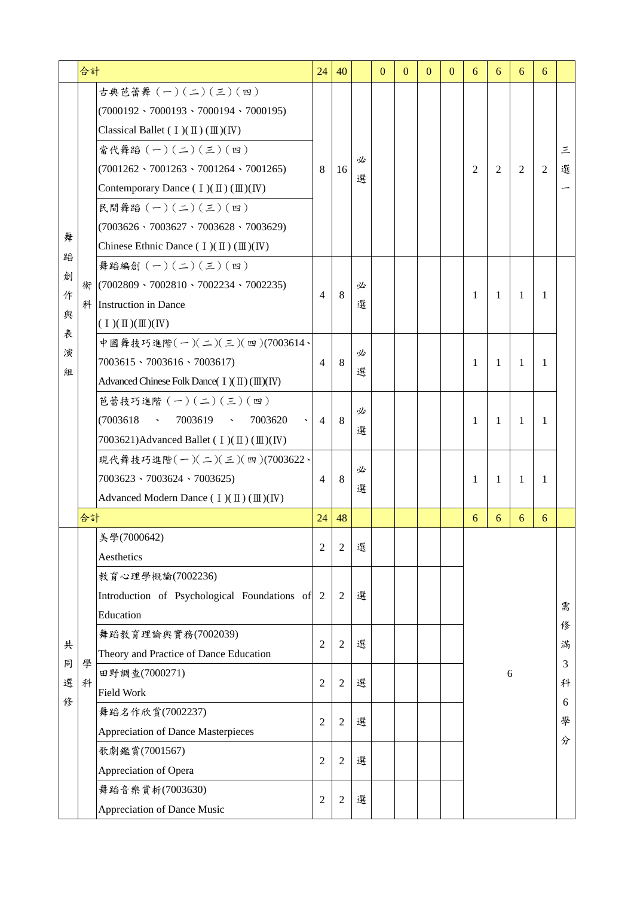| | | | | | | | | | | | | | | |
|---|---|---|---|---|---|---|---|---|---|---|---|---|---|---|
| | 合計 | | 24 | 40 | | 0 | 0 | 0 | 0 | 6 | 6 | 6 | 6 | |
| 舞蹈創作與表演組 | 術科 | 古典芭蕾舞（一）（二）（三）（四）<br>(7000192、7000193、7000194、7000195)<br>Classical Ballet ( Ⅰ)( Ⅱ) (Ⅲ)(Ⅳ)<br>當代舞蹈（一）（二）（三）（四）<br>(7001262、7001263、7001264、7001265)<br>Contemporary Dance ( Ⅰ)( Ⅱ) (Ⅲ)(Ⅳ)<br>民間舞蹈（一）（二）（三）（四）<br>(7003626、7003627、7003628、7003629)<br>Chinese Ethnic Dance ( Ⅰ)( Ⅱ) (Ⅲ)(Ⅳ) | 8 | 16 | 必選 | | | | | 2 | 2 | 2 | 2 | 三選一 |
| | | 舞蹈編創（一）（二）（三）（四）<br>(7002809、7002810、7002234、7002235)<br>Instruction in Dance<br>( Ⅰ)( Ⅱ)(Ⅲ)(Ⅳ) | 4 | 8 | 必選 | | | | | 1 | 1 | 1 | 1 | |
| | | 中國舞技巧進階(一)(二)(三)(四)(7003614、7003615、7003616、7003617)<br>Advanced Chinese Folk Dance( Ⅰ)( Ⅱ) (Ⅲ)(Ⅳ) | 4 | 8 | 必選 | | | | | 1 | 1 | 1 | 1 | |
| | | 芭蕾技巧進階（一）（二）（三）（四）<br>(7003618、7003619、7003620、7003621)Advanced Ballet ( Ⅰ)( Ⅱ) (Ⅲ)(Ⅳ) | 4 | 8 | 必選 | | | | | 1 | 1 | 1 | 1 | |
| | | 現代舞技巧進階(一)(二)(三)(四)(7003622、7003623、7003624、7003625)<br>Advanced Modern Dance ( Ⅰ)( Ⅱ) (Ⅲ)(Ⅳ) | 4 | 8 | 必選 | | | | | 1 | 1 | 1 | 1 | |
| | 合計 | | 24 | 48 | | | | | | 6 | 6 | 6 | 6 | |
| 共同選修 | 學科 | 美學(7000642)<br>Aesthetics | 2 | 2 | 選 | | | | | 6 | | | | 需修滿3科6學分 |
| | | 教育心理學概論(7002236)<br>Introduction of Psychological Foundations of Education | 2 | 2 | 選 | | | | | | | | | |
| | | 舞蹈教育理論與實務(7002039)<br>Theory and Practice of Dance Education | 2 | 2 | 選 | | | | | | | | | |
| | | 田野調查(7000271)<br>Field Work | 2 | 2 | 選 | | | | | | | | | |
| | | 舞蹈名作欣賞(7002237)<br>Appreciation of Dance Masterpieces | 2 | 2 | 選 | | | | | | | | | |
| | | 歌劇鑑賞(7001567)<br>Appreciation of Opera | 2 | 2 | 選 | | | | | | | | | |
| | | 舞蹈音樂賞析(7003630)<br>Appreciation of Dance Music | 2 | 2 | 選 | | | | | | | | | |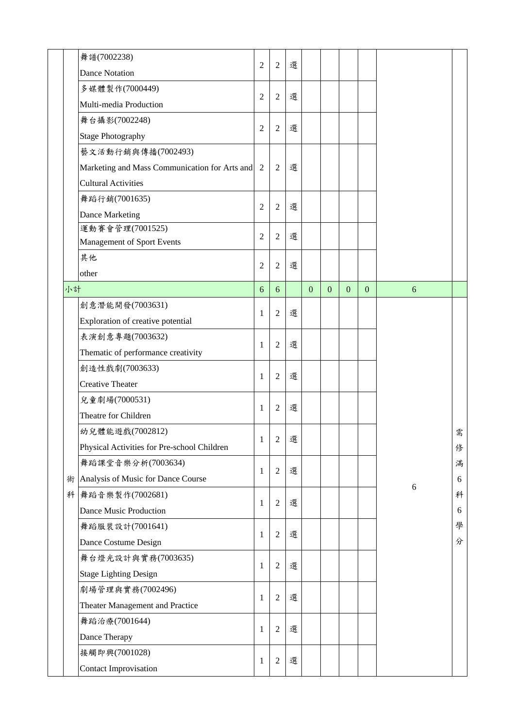| | | | | | | | | | | |
|---|---|---|---|---|---|---|---|---|---|---|
| | 舞譜(7002238)<br>Dance Notation | 2 | 2 | 選 | | | | | | |
| | 多媒體製作(7000449)<br>Multi-media Production | 2 | 2 | 選 | | | | | | |
| | 舞台攝影(7002248)<br>Stage Photography | 2 | 2 | 選 | | | | | | |
| | 藝文活動行銷與傳播(7002493)<br>Marketing and Mass Communication for Arts and Cultural Activities | 2 | 2 | 選 | | | | | | |
| | 舞蹈行銷(7001635)<br>Dance Marketing | 2 | 2 | 選 | | | | | | |
| | 運動賽會管理(7001525)<br>Management of Sport Events | 2 | 2 | 選 | | | | | | |
| | 其他<br>other | 2 | 2 | 選 | | | | | | |
| 小計 | | 6 | 6 | | 0 | 0 | 0 | 0 | 6 | |
| 術科 | 創意潛能開發(7003631)<br>Exploration of creative potential | 1 | 2 | 選 | | | | | 6 | 需修滿6科6學分 |
| | 表演創意專題(7003632)<br>Thematic of performance creativity | 1 | 2 | 選 | | | | | | |
| | 創造性戲劇(7003633)<br>Creative Theater | 1 | 2 | 選 | | | | | | |
| | 兒童劇場(7000531)<br>Theatre for Children | 1 | 2 | 選 | | | | | | |
| | 幼兒體能遊戲(7002812)<br>Physical Activities for Pre-school Children | 1 | 2 | 選 | | | | | | |
| | 舞蹈課堂音樂分析(7003634)<br>Analysis of Music for Dance Course | 1 | 2 | 選 | | | | | | |
| | 舞蹈音樂製作(7002681)<br>Dance Music Production | 1 | 2 | 選 | | | | | | |
| | 舞蹈服裝設計(7001641)<br>Dance Costume Design | 1 | 2 | 選 | | | | | | |
| | 舞台燈光設計與實務(7003635)<br>Stage Lighting Design | 1 | 2 | 選 | | | | | | |
| | 劇場管理與實務(7002496)<br>Theater Management and Practice | 1 | 2 | 選 | | | | | | |
| | 舞蹈治療(7001644)<br>Dance Therapy | 1 | 2 | 選 | | | | | | |
| | 接觸即興(7001028)<br>Contact Improvisation | 1 | 2 | 選 | | | | | | |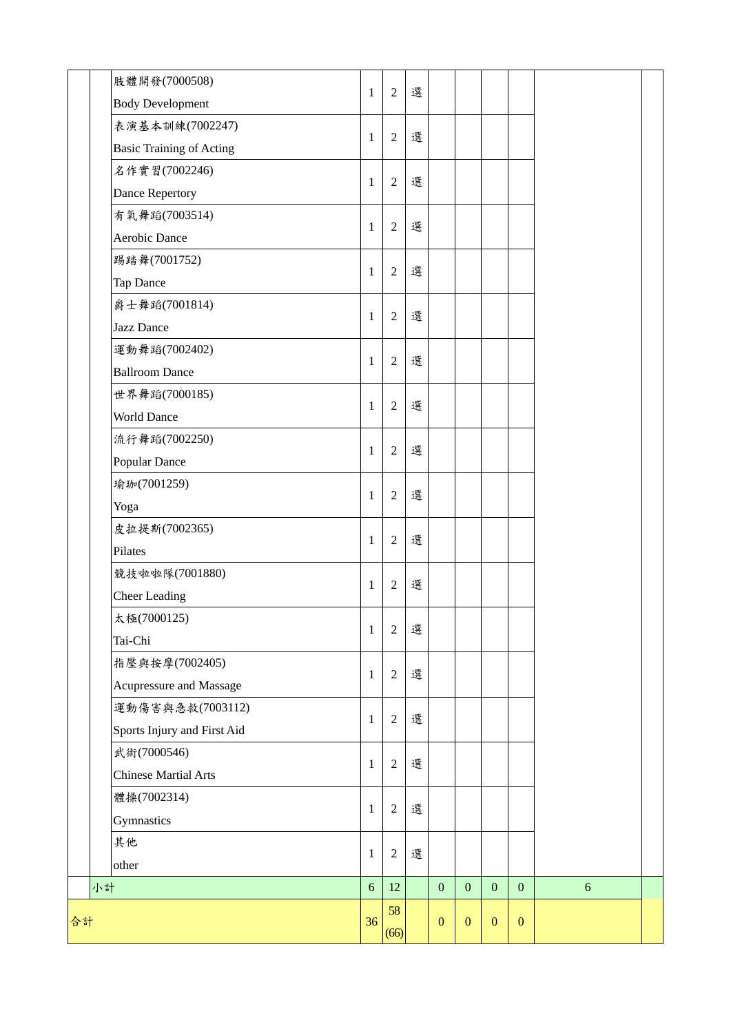| | | | | | | | | | | | |
|---|---|---|---|---|---|---|---|---|---|---|---|
| | | 肢體開發(7000508)<br>Body Development | 1 | 2 | 選 | | | | | | |
| | | 表演基本訓練(7002247)<br>Basic Training of Acting | 1 | 2 | 選 | | | | | | |
| | | 名作實習(7002246)<br>Dance Repertory | 1 | 2 | 選 | | | | | | |
| | | 有氧舞蹈(7003514)<br>Aerobic Dance | 1 | 2 | 選 | | | | | | |
| | | 踢踏舞(7001752)<br>Tap Dance | 1 | 2 | 選 | | | | | | |
| | | 爵士舞蹈(7001814)<br>Jazz Dance | 1 | 2 | 選 | | | | | | |
| | | 運動舞蹈(7002402)<br>Ballroom Dance | 1 | 2 | 選 | | | | | | |
| | | 世界舞蹈(7000185)<br>World Dance | 1 | 2 | 選 | | | | | | |
| | | 流行舞蹈(7002250)<br>Popular Dance | 1 | 2 | 選 | | | | | | |
| | | 瑜珈(7001259)<br>Yoga | 1 | 2 | 選 | | | | | | |
| | | 皮拉提斯(7002365)<br>Pilates | 1 | 2 | 選 | | | | | | |
| | | 競技啦啦隊(7001880)<br>Cheer Leading | 1 | 2 | 選 | | | | | | |
| | | 太極(7000125)<br>Tai-Chi | 1 | 2 | 選 | | | | | | |
| | | 指壓與按摩(7002405)<br>Acupressure and Massage | 1 | 2 | 選 | | | | | | |
| | | 運動傷害與急救(7003112)<br>Sports Injury and First Aid | 1 | 2 | 選 | | | | | | |
| | | 武術(7000546)<br>Chinese Martial Arts | 1 | 2 | 選 | | | | | | |
| | | 體操(7002314)<br>Gymnastics | 1 | 2 | 選 | | | | | | |
| | | 其他<br>other | 1 | 2 | 選 | | | | | | |
| | 小計 | | 6 | 12 | | 0 | 0 | 0 | 0 | 6 | |
| 合計 | | | 36 | 58<br>(66) | | 0 | 0 | 0 | 0 | | |